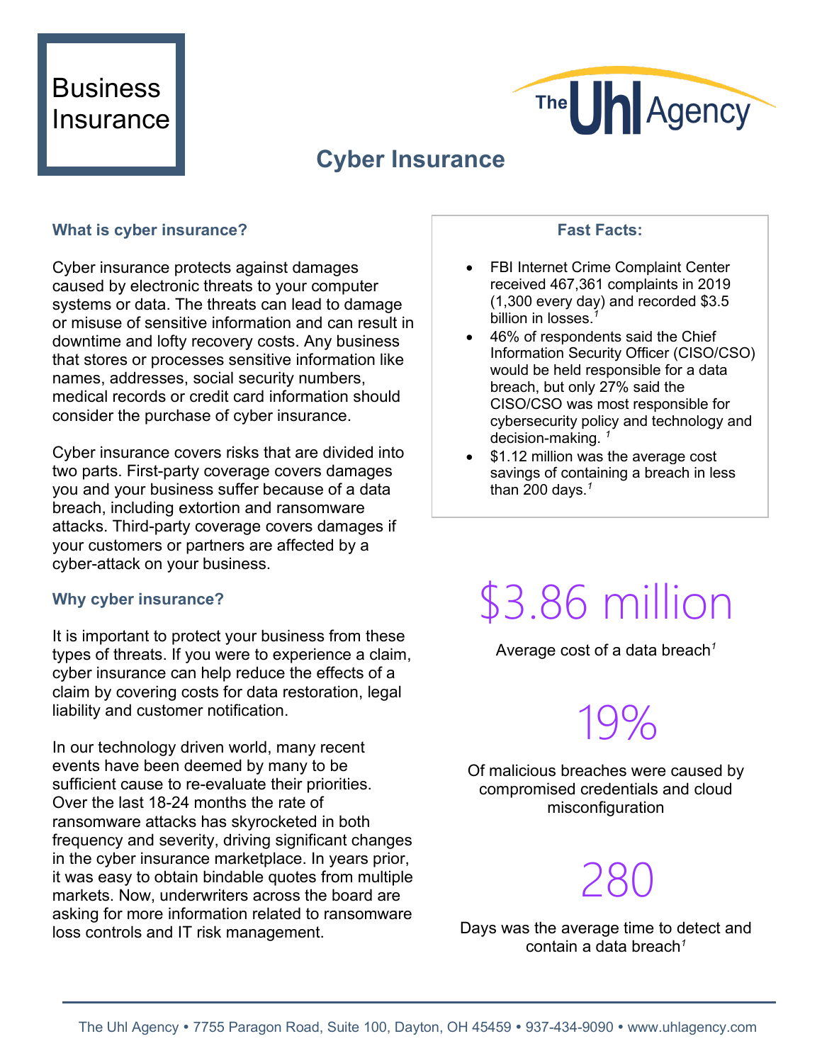# Business Insurance

The Uhl Agency

## Cyber Insurance

### What is cyber insurance?

Cyber insurance protects against damages caused by electronic threats to your computer systems or data. The threats can lead to damage or misuse of sensitive information and can result in downtime and lofty recovery costs. Any business that stores or processes sensitive information like names, addresses, social security numbers, medical records or credit card information should consider the purchase of cyber insurance.

Cyber insurance covers risks that are divided into two parts. First-party coverage covers damages you and your business suffer because of a data breach, including extortion and ransomware attacks. Third-party coverage covers damages if your customers or partners are affected by a cyber-attack on your business.

### Why cyber insurance?

It is important to protect your business from these types of threats. If you were to experience a claim, cyber insurance can help reduce the effects of a claim by covering costs for data restoration, legal liability and customer notification.

In our technology driven world, many recent events have been deemed by many to be sufficient cause to re-evaluate their priorities. Over the last 18-24 months the rate of ransomware attacks has skyrocketed in both frequency and severity, driving significant changes in the cyber insurance marketplace. In years prior, it was easy to obtain bindable quotes from multiple markets. Now, underwriters across the board are asking for more information related to ransomware loss controls and IT risk management.

### Fast Facts:

- FBI Internet Crime Complaint Center received 467,361 complaints in 2019 (1,300 every day) and recorded $3.5 billion in losses.[1]
- 46% of respondents said the Chief Information Security Officer (CISO/CSO) would be held responsible for a data breach, but only 27% said the CISO/CSO was most responsible for cybersecurity policy and technology and decision-making.[1]
- $1.12 million was the average cost savings of containing a breach in less than 200 days.[1]

**$3.86 million**

Average cost of a data breach[1]

**19%**

Of malicious breaches were caused by compromised credentials and cloud misconfiguration

**280**

Days was the average time to detect and contain a data breach[1]

The Uhl Agency • 7755 Paragon Road, Suite 100, Dayton, OH 45459 • 937-434-9090 • www.uhlagency.com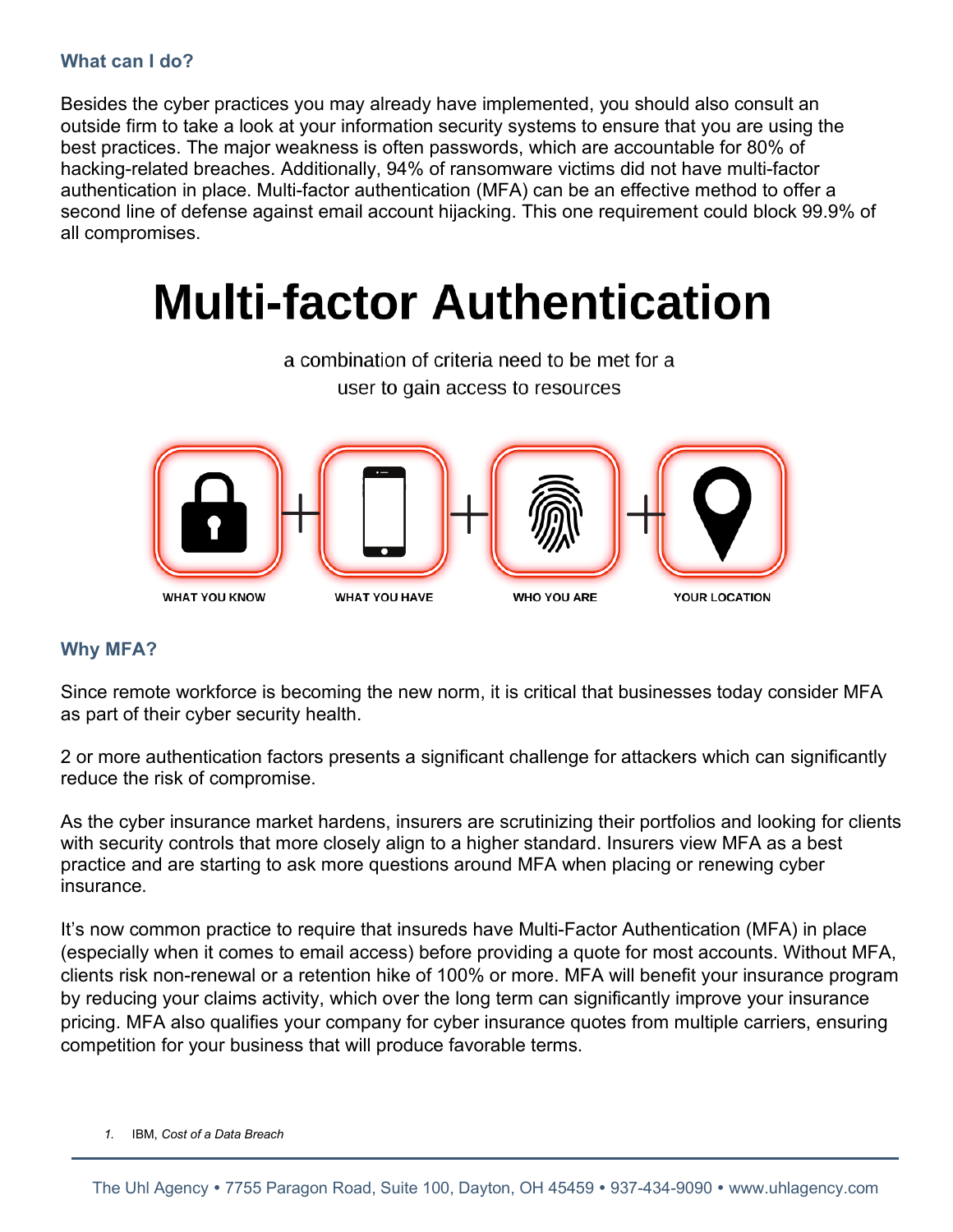### What can I do?

Besides the cyber practices you may already have implemented, you should also consult an outside firm to take a look at your information security systems to ensure that you are using the best practices. The major weakness is often passwords, which are accountable for 80% of hacking-related breaches. Additionally, 94% of ransomware victims did not have multi-factor authentication in place. Multi-factor authentication (MFA) can be an effective method to offer a second line of defense against email account hijacking. This one requirement could block 99.9% of all compromises.

# Multi-factor Authentication

a combination of criteria need to be met for a user to gain access to resources

WHAT YOU KNOW + WHAT YOU HAVE + WHO YOU ARE + YOUR LOCATION

### Why MFA?

Since remote workforce is becoming the new norm, it is critical that businesses today consider MFA as part of their cyber security health.

2 or more authentication factors presents a significant challenge for attackers which can significantly reduce the risk of compromise.

As the cyber insurance market hardens, insurers are scrutinizing their portfolios and looking for clients with security controls that more closely align to a higher standard. Insurers view MFA as a best practice and are starting to ask more questions around MFA when placing or renewing cyber insurance.

It's now common practice to require that insureds have Multi-Factor Authentication (MFA) in place (especially when it comes to email access) before providing a quote for most accounts. Without MFA, clients risk non-renewal or a retention hike of 100% or more. MFA will benefit your insurance program by reducing your claims activity, which over the long term can significantly improve your insurance pricing. MFA also qualifies your company for cyber insurance quotes from multiple carriers, ensuring competition for your business that will produce favorable terms.

1. IBM, *Cost of a Data Breach*

The Uhl Agency • 7755 Paragon Road, Suite 100, Dayton, OH 45459 • 937-434-9090 • www.uhlagency.com